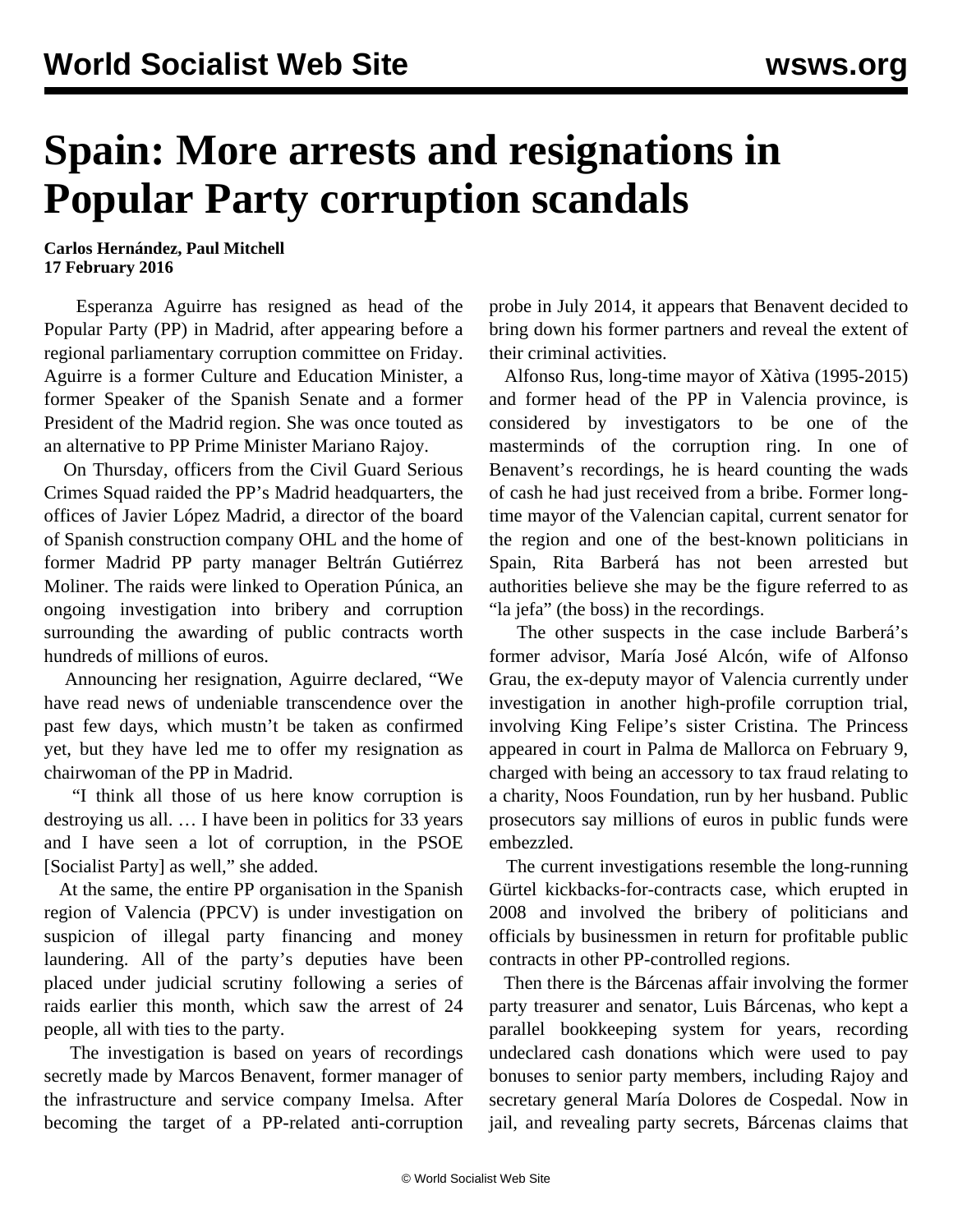# Spain: More arrests and resignations in Popular Party corruption scandals

**Carlos Hernández, Paul Mitchell**
**17 February 2016**

Esperanza Aguirre has resigned as head of the Popular Party (PP) in Madrid, after appearing before a regional parliamentary corruption committee on Friday. Aguirre is a former Culture and Education Minister, a former Speaker of the Spanish Senate and a former President of the Madrid region. She was once touted as an alternative to PP Prime Minister Mariano Rajoy.

On Thursday, officers from the Civil Guard Serious Crimes Squad raided the PP's Madrid headquarters, the offices of Javier López Madrid, a director of the board of Spanish construction company OHL and the home of former Madrid PP party manager Beltrán Gutiérrez Moliner. The raids were linked to Operation Púnica, an ongoing investigation into bribery and corruption surrounding the awarding of public contracts worth hundreds of millions of euros.

Announcing her resignation, Aguirre declared, "We have read news of undeniable transcendence over the past few days, which mustn't be taken as confirmed yet, but they have led me to offer my resignation as chairwoman of the PP in Madrid.

"I think all those of us here know corruption is destroying us all. … I have been in politics for 33 years and I have seen a lot of corruption, in the PSOE [Socialist Party] as well," she added.

At the same, the entire PP organisation in the Spanish region of Valencia (PPCV) is under investigation on suspicion of illegal party financing and money laundering. All of the party's deputies have been placed under judicial scrutiny following a series of raids earlier this month, which saw the arrest of 24 people, all with ties to the party.

The investigation is based on years of recordings secretly made by Marcos Benavent, former manager of the infrastructure and service company Imelsa. After becoming the target of a PP-related anti-corruption probe in July 2014, it appears that Benavent decided to bring down his former partners and reveal the extent of their criminal activities.

Alfonso Rus, long-time mayor of Xàtiva (1995-2015) and former head of the PP in Valencia province, is considered by investigators to be one of the masterminds of the corruption ring. In one of Benavent's recordings, he is heard counting the wads of cash he had just received from a bribe. Former long-time mayor of the Valencian capital, current senator for the region and one of the best-known politicians in Spain, Rita Barberá has not been arrested but authorities believe she may be the figure referred to as "la jefa" (the boss) in the recordings.

The other suspects in the case include Barberá's former advisor, María José Alcón, wife of Alfonso Grau, the ex-deputy mayor of Valencia currently under investigation in another high-profile corruption trial, involving King Felipe's sister Cristina. The Princess appeared in court in Palma de Mallorca on February 9, charged with being an accessory to tax fraud relating to a charity, Noos Foundation, run by her husband. Public prosecutors say millions of euros in public funds were embezzled.

The current investigations resemble the long-running Gürtel kickbacks-for-contracts case, which erupted in 2008 and involved the bribery of politicians and officials by businessmen in return for profitable public contracts in other PP-controlled regions.

Then there is the Bárcenas affair involving the former party treasurer and senator, Luis Bárcenas, who kept a parallel bookkeeping system for years, recording undeclared cash donations which were used to pay bonuses to senior party members, including Rajoy and secretary general María Dolores de Cospedal. Now in jail, and revealing party secrets, Bárcenas claims that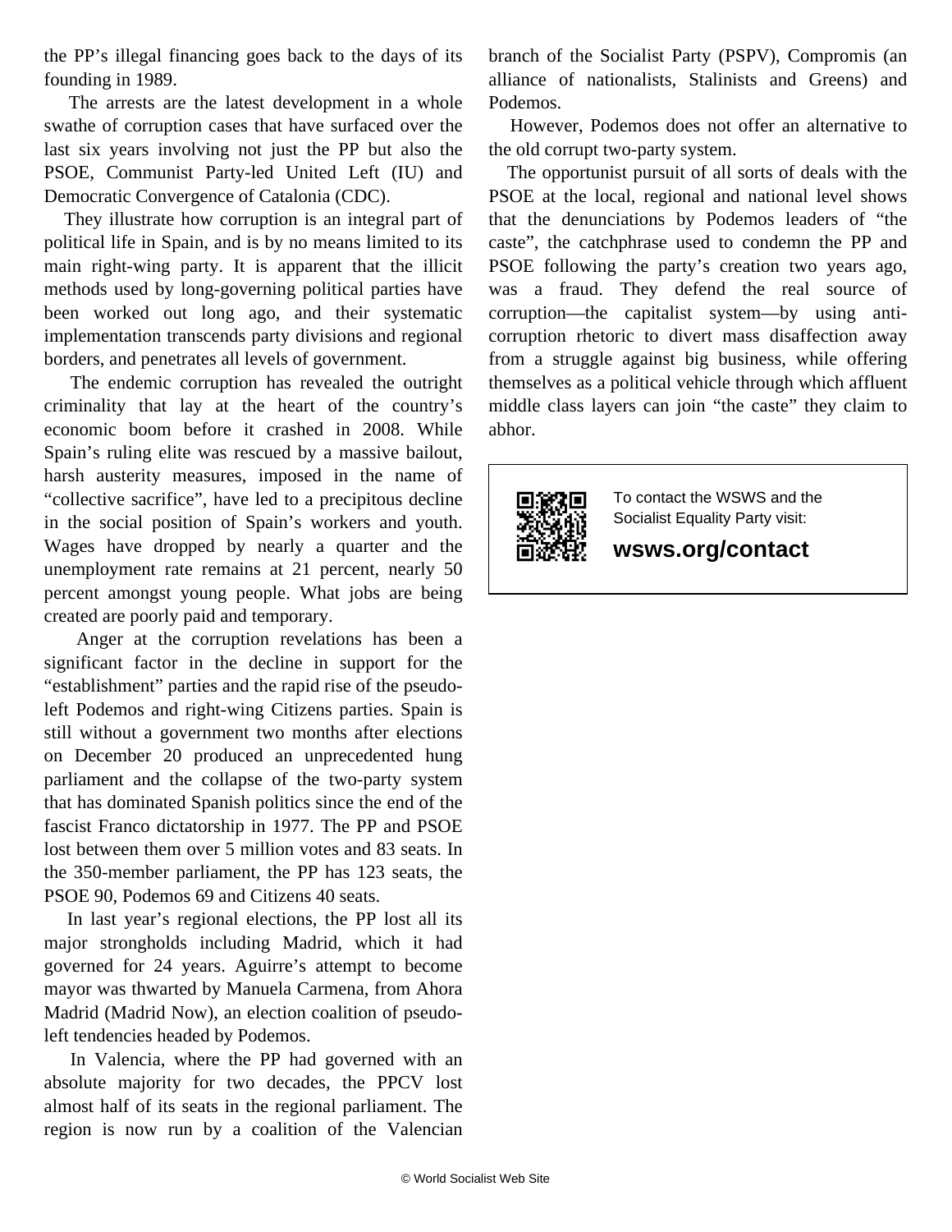the PP's illegal financing goes back to the days of its founding in 1989.

The arrests are the latest development in a whole swathe of corruption cases that have surfaced over the last six years involving not just the PP but also the PSOE, Communist Party-led United Left (IU) and Democratic Convergence of Catalonia (CDC).

They illustrate how corruption is an integral part of political life in Spain, and is by no means limited to its main right-wing party. It is apparent that the illicit methods used by long-governing political parties have been worked out long ago, and their systematic implementation transcends party divisions and regional borders, and penetrates all levels of government.

The endemic corruption has revealed the outright criminality that lay at the heart of the country's economic boom before it crashed in 2008. While Spain's ruling elite was rescued by a massive bailout, harsh austerity measures, imposed in the name of "collective sacrifice", have led to a precipitous decline in the social position of Spain's workers and youth. Wages have dropped by nearly a quarter and the unemployment rate remains at 21 percent, nearly 50 percent amongst young people. What jobs are being created are poorly paid and temporary.

Anger at the corruption revelations has been a significant factor in the decline in support for the "establishment" parties and the rapid rise of the pseudo-left Podemos and right-wing Citizens parties. Spain is still without a government two months after elections on December 20 produced an unprecedented hung parliament and the collapse of the two-party system that has dominated Spanish politics since the end of the fascist Franco dictatorship in 1977. The PP and PSOE lost between them over 5 million votes and 83 seats. In the 350-member parliament, the PP has 123 seats, the PSOE 90, Podemos 69 and Citizens 40 seats.

In last year's regional elections, the PP lost all its major strongholds including Madrid, which it had governed for 24 years. Aguirre's attempt to become mayor was thwarted by Manuela Carmena, from Ahora Madrid (Madrid Now), an election coalition of pseudo-left tendencies headed by Podemos.

In Valencia, where the PP had governed with an absolute majority for two decades, the PPCV lost almost half of its seats in the regional parliament. The region is now run by a coalition of the Valencian branch of the Socialist Party (PSPV), Compromis (an alliance of nationalists, Stalinists and Greens) and Podemos.

However, Podemos does not offer an alternative to the old corrupt two-party system.

The opportunist pursuit of all sorts of deals with the PSOE at the local, regional and national level shows that the denunciations by Podemos leaders of "the caste", the catchphrase used to condemn the PP and PSOE following the party's creation two years ago, was a fraud. They defend the real source of corruption—the capitalist system—by using anti-corruption rhetoric to divert mass disaffection away from a struggle against big business, while offering themselves as a political vehicle through which affluent middle class layers can join "the caste" they claim to abhor.

To contact the WSWS and the Socialist Equality Party visit:

**wsws.org/contact**